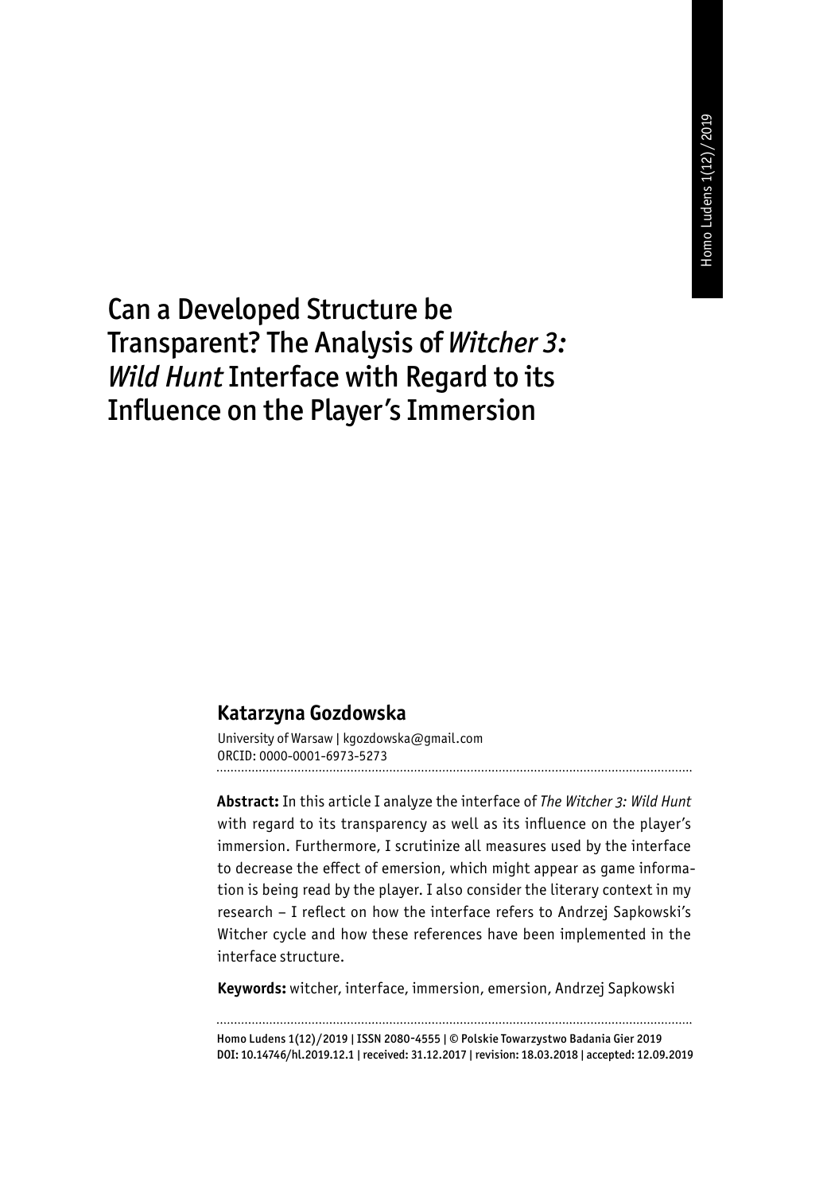# Can a Developed Structure be Transparent? The Analysis of *Witcher 3: Wild Hunt* Interface with Regard to its Influence on the Player's Immersion

## Katarzyna Gozdowska

University of Warsaw | kgozdowska@gmail.com
ORCID: 0000-0001-6973-5273

**Abstract:** In this article I analyze the interface of *The Witcher 3: Wild Hunt* with regard to its transparency as well as its influence on the player's immersion. Furthermore, I scrutinize all measures used by the interface to decrease the effect of emersion, which might appear as game information is being read by the player. I also consider the literary context in my research – I reflect on how the interface refers to Andrzej Sapkowski's Witcher cycle and how these references have been implemented in the interface structure.

**Keywords:** witcher, interface, immersion, emersion, Andrzej Sapkowski

Homo Ludens 1(12)/2019 | ISSN 2080-4555 | © Polskie Towarzystwo Badania Gier 2019
DOI: 10.14746/hl.2019.12.1 | received: 31.12.2017 | revision: 18.03.2018 | accepted: 12.09.2019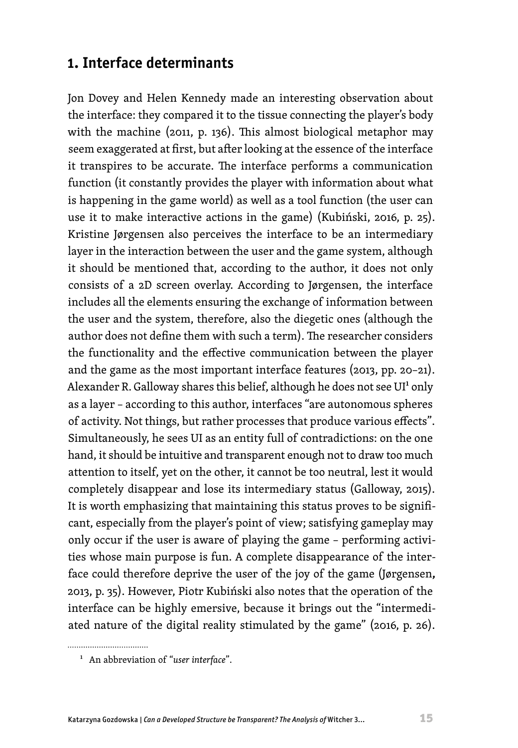## 1. Interface determinants

Jon Dovey and Helen Kennedy made an interesting observation about the interface: they compared it to the tissue connecting the player's body with the machine (2011, p. 136). This almost biological metaphor may seem exaggerated at first, but after looking at the essence of the interface it transpires to be accurate. The interface performs a communication function (it constantly provides the player with information about what is happening in the game world) as well as a tool function (the user can use it to make interactive actions in the game) (Kubiński, 2016, p. 25). Kristine Jørgensen also perceives the interface to be an intermediary layer in the interaction between the user and the game system, although it should be mentioned that, according to the author, it does not only consists of a 2D screen overlay. According to Jørgensen, the interface includes all the elements ensuring the exchange of information between the user and the system, therefore, also the diegetic ones (although the author does not define them with such a term). The researcher considers the functionality and the effective communication between the player and the game as the most important interface features (2013, pp. 20–21). Alexander R. Galloway shares this belief, although he does not see UI[1] only as a layer – according to this author, interfaces "are autonomous spheres of activity. Not things, but rather processes that produce various effects". Simultaneously, he sees UI as an entity full of contradictions: on the one hand, it should be intuitive and transparent enough not to draw too much attention to itself, yet on the other, it cannot be too neutral, lest it would completely disappear and lose its intermediary status (Galloway, 2015). It is worth emphasizing that maintaining this status proves to be significant, especially from the player's point of view; satisfying gameplay may only occur if the user is aware of playing the game – performing activities whose main purpose is fun. A complete disappearance of the interface could therefore deprive the user of the joy of the game (Jørgensen**,** 2013, p. 35). However, Piotr Kubiński also notes that the operation of the interface can be highly emersive, because it brings out the "intermediated nature of the digital reality stimulated by the game" (2016, p. 26).

[1] An abbreviation of "*user interface*".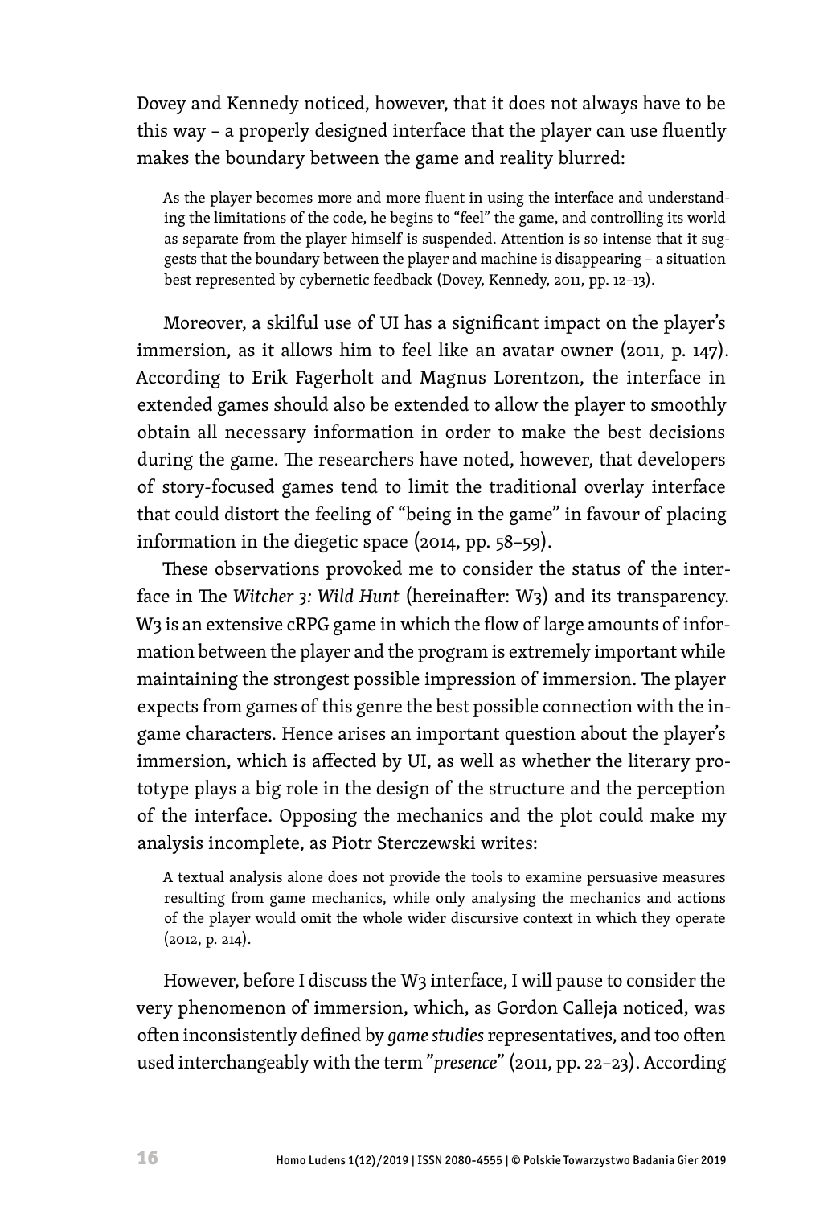Dovey and Kennedy noticed, however, that it does not always have to be this way – a properly designed interface that the player can use fluently makes the boundary between the game and reality blurred:

> As the player becomes more and more fluent in using the interface and understanding the limitations of the code, he begins to "feel" the game, and controlling its world as separate from the player himself is suspended. Attention is so intense that it suggests that the boundary between the player and machine is disappearing – a situation best represented by cybernetic feedback (Dovey, Kennedy, 2011, pp. 12–13).

Moreover, a skilful use of UI has a significant impact on the player's immersion, as it allows him to feel like an avatar owner (2011, p. 147). According to Erik Fagerholt and Magnus Lorentzon, the interface in extended games should also be extended to allow the player to smoothly obtain all necessary information in order to make the best decisions during the game. The researchers have noted, however, that developers of story-focused games tend to limit the traditional overlay interface that could distort the feeling of "being in the game" in favour of placing information in the diegetic space (2014, pp. 58–59).

These observations provoked me to consider the status of the interface in The *Witcher 3: Wild Hunt* (hereinafter: W3) and its transparency. W3 is an extensive cRPG game in which the flow of large amounts of information between the player and the program is extremely important while maintaining the strongest possible impression of immersion. The player expects from games of this genre the best possible connection with the in-game characters. Hence arises an important question about the player's immersion, which is affected by UI, as well as whether the literary prototype plays a big role in the design of the structure and the perception of the interface. Opposing the mechanics and the plot could make my analysis incomplete, as Piotr Sterczewski writes:

> A textual analysis alone does not provide the tools to examine persuasive measures resulting from game mechanics, while only analysing the mechanics and actions of the player would omit the whole wider discursive context in which they operate (2012, p. 214).

However, before I discuss the W3 interface, I will pause to consider the very phenomenon of immersion, which, as Gordon Calleja noticed, was often inconsistently defined by *game studies* representatives, and too often used interchangeably with the term *"presence"* (2011, pp. 22–23). According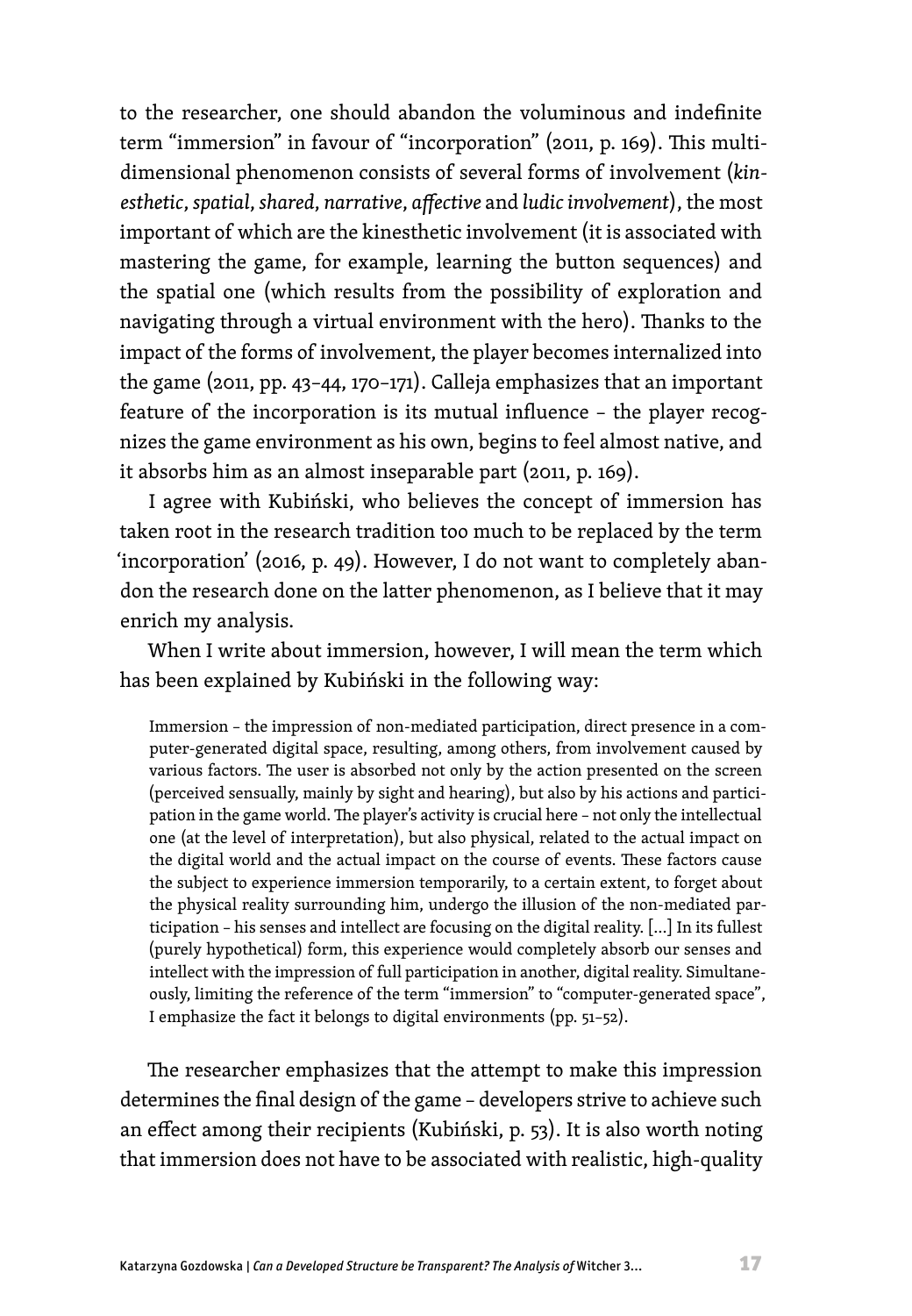to the researcher, one should abandon the voluminous and indefinite term "immersion" in favour of "incorporation" (2011, p. 169). This multidimensional phenomenon consists of several forms of involvement (*kinesthetic*, *spatial*, *shared*, *narrative*, *affective* and *ludic involvement*), the most important of which are the kinesthetic involvement (it is associated with mastering the game, for example, learning the button sequences) and the spatial one (which results from the possibility of exploration and navigating through a virtual environment with the hero). Thanks to the impact of the forms of involvement, the player becomes internalized into the game (2011, pp. 43–44, 170–171). Calleja emphasizes that an important feature of the incorporation is its mutual influence – the player recognizes the game environment as his own, begins to feel almost native, and it absorbs him as an almost inseparable part (2011, p. 169).

I agree with Kubiński, who believes the concept of immersion has taken root in the research tradition too much to be replaced by the term 'incorporation' (2016, p. 49). However, I do not want to completely abandon the research done on the latter phenomenon, as I believe that it may enrich my analysis.

When I write about immersion, however, I will mean the term which has been explained by Kubiński in the following way:

> Immersion – the impression of non-mediated participation, direct presence in a computer-generated digital space, resulting, among others, from involvement caused by various factors. The user is absorbed not only by the action presented on the screen (perceived sensually, mainly by sight and hearing), but also by his actions and participation in the game world. The player's activity is crucial here – not only the intellectual one (at the level of interpretation), but also physical, related to the actual impact on the digital world and the actual impact on the course of events. These factors cause the subject to experience immersion temporarily, to a certain extent, to forget about the physical reality surrounding him, undergo the illusion of the non-mediated participation – his senses and intellect are focusing on the digital reality. [...] In its fullest (purely hypothetical) form, this experience would completely absorb our senses and intellect with the impression of full participation in another, digital reality. Simultaneously, limiting the reference of the term "immersion" to "computer-generated space", I emphasize the fact it belongs to digital environments (pp. 51–52).

The researcher emphasizes that the attempt to make this impression determines the final design of the game – developers strive to achieve such an effect among their recipients (Kubiński, p. 53). It is also worth noting that immersion does not have to be associated with realistic, high-quality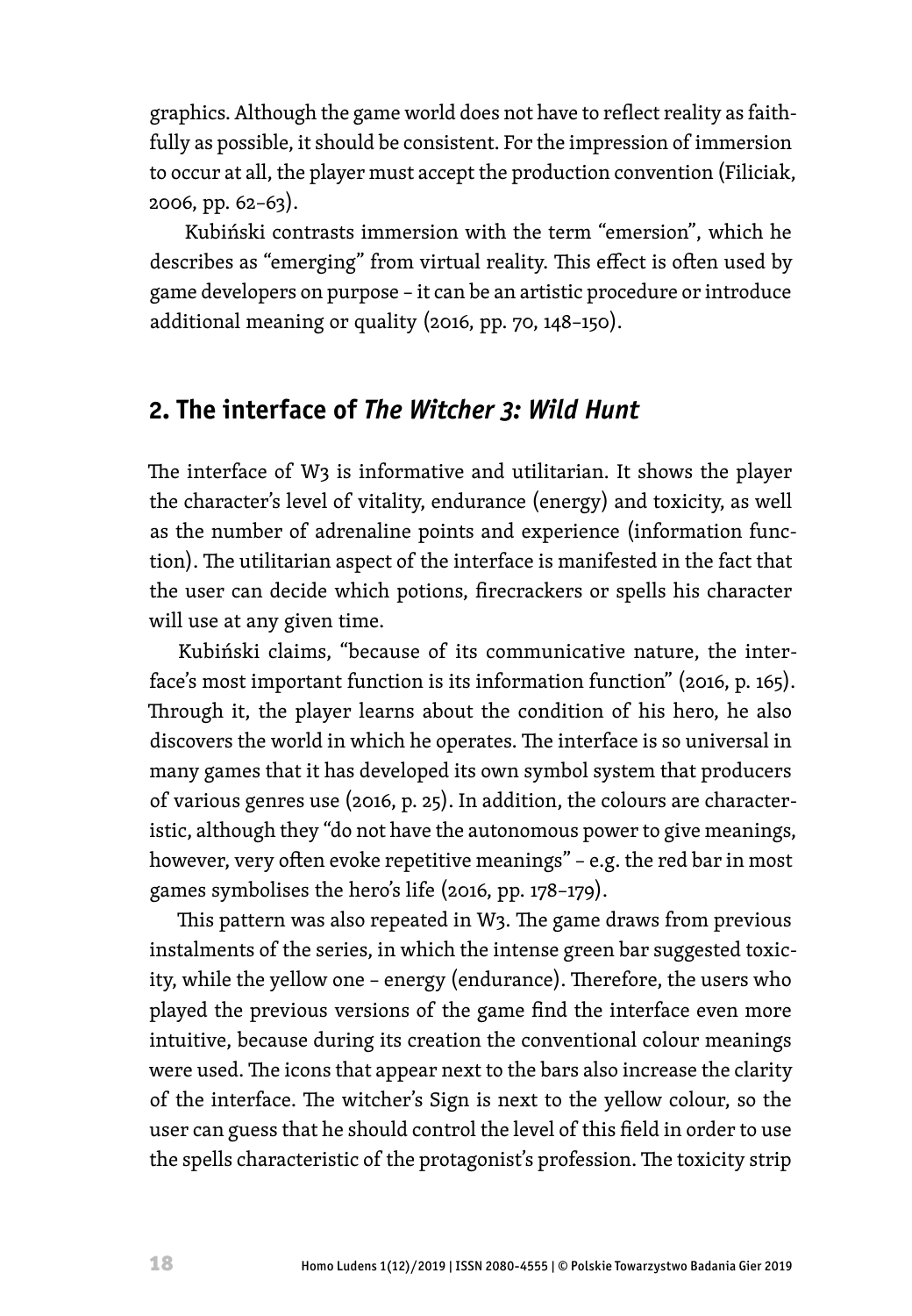graphics. Although the game world does not have to reflect reality as faithfully as possible, it should be consistent. For the impression of immersion to occur at all, the player must accept the production convention (Filiciak, 2006, pp. 62–63).

Kubiński contrasts immersion with the term "emersion", which he describes as "emerging" from virtual reality. This effect is often used by game developers on purpose – it can be an artistic procedure or introduce additional meaning or quality (2016, pp. 70, 148–150).

## 2. The interface of *The Witcher 3: Wild Hunt*

The interface of W3 is informative and utilitarian. It shows the player the character's level of vitality, endurance (energy) and toxicity, as well as the number of adrenaline points and experience (information function). The utilitarian aspect of the interface is manifested in the fact that the user can decide which potions, firecrackers or spells his character will use at any given time.

Kubiński claims, "because of its communicative nature, the interface's most important function is its information function" (2016, p. 165). Through it, the player learns about the condition of his hero, he also discovers the world in which he operates. The interface is so universal in many games that it has developed its own symbol system that producers of various genres use (2016, p. 25). In addition, the colours are characteristic, although they "do not have the autonomous power to give meanings, however, very often evoke repetitive meanings" – e.g. the red bar in most games symbolises the hero's life (2016, pp. 178–179).

This pattern was also repeated in W3. The game draws from previous instalments of the series, in which the intense green bar suggested toxicity, while the yellow one – energy (endurance). Therefore, the users who played the previous versions of the game find the interface even more intuitive, because during its creation the conventional colour meanings were used. The icons that appear next to the bars also increase the clarity of the interface. The witcher's Sign is next to the yellow colour, so the user can guess that he should control the level of this field in order to use the spells characteristic of the protagonist's profession. The toxicity strip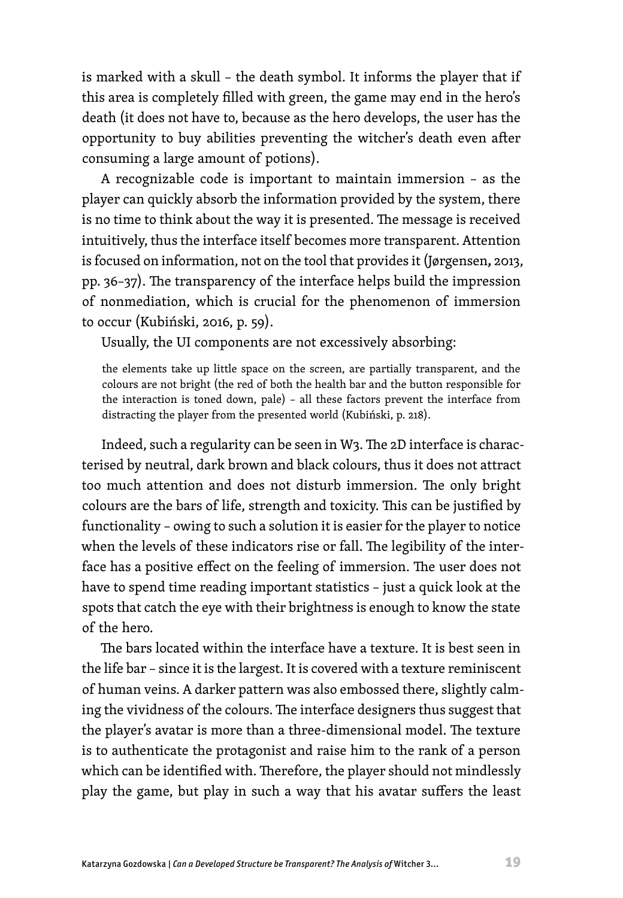is marked with a skull – the death symbol. It informs the player that if this area is completely filled with green, the game may end in the hero's death (it does not have to, because as the hero develops, the user has the opportunity to buy abilities preventing the witcher's death even after consuming a large amount of potions).

A recognizable code is important to maintain immersion – as the player can quickly absorb the information provided by the system, there is no time to think about the way it is presented. The message is received intuitively, thus the interface itself becomes more transparent. Attention is focused on information, not on the tool that provides it (Jørgensen**,** 2013, pp. 36–37). The transparency of the interface helps build the impression of nonmediation, which is crucial for the phenomenon of immersion to occur (Kubiński, 2016, p. 59).

Usually, the UI components are not excessively absorbing:

> the elements take up little space on the screen, are partially transparent, and the colours are not bright (the red of both the health bar and the button responsible for the interaction is toned down, pale) – all these factors prevent the interface from distracting the player from the presented world (Kubiński, p. 218).

Indeed, such a regularity can be seen in W3. The 2D interface is characterised by neutral, dark brown and black colours, thus it does not attract too much attention and does not disturb immersion. The only bright colours are the bars of life, strength and toxicity. This can be justified by functionality – owing to such a solution it is easier for the player to notice when the levels of these indicators rise or fall. The legibility of the interface has a positive effect on the feeling of immersion. The user does not have to spend time reading important statistics – just a quick look at the spots that catch the eye with their brightness is enough to know the state of the hero.

The bars located within the interface have a texture. It is best seen in the life bar – since it is the largest. It is covered with a texture reminiscent of human veins. A darker pattern was also embossed there, slightly calming the vividness of the colours. The interface designers thus suggest that the player's avatar is more than a three-dimensional model. The texture is to authenticate the protagonist and raise him to the rank of a person which can be identified with. Therefore, the player should not mindlessly play the game, but play in such a way that his avatar suffers the least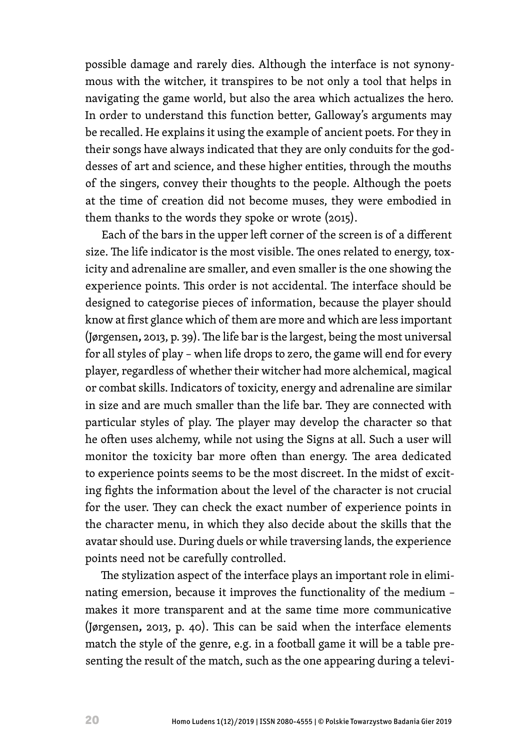possible damage and rarely dies. Although the interface is not synonymous with the witcher, it transpires to be not only a tool that helps in navigating the game world, but also the area which actualizes the hero. In order to understand this function better, Galloway's arguments may be recalled. He explains it using the example of ancient poets. For they in their songs have always indicated that they are only conduits for the goddesses of art and science, and these higher entities, through the mouths of the singers, convey their thoughts to the people. Although the poets at the time of creation did not become muses, they were embodied in them thanks to the words they spoke or wrote (2015).

Each of the bars in the upper left corner of the screen is of a different size. The life indicator is the most visible. The ones related to energy, toxicity and adrenaline are smaller, and even smaller is the one showing the experience points. This order is not accidental. The interface should be designed to categorise pieces of information, because the player should know at first glance which of them are more and which are less important (Jørgensen, 2013, p. 39). The life bar is the largest, being the most universal for all styles of play – when life drops to zero, the game will end for every player, regardless of whether their witcher had more alchemical, magical or combat skills. Indicators of toxicity, energy and adrenaline are similar in size and are much smaller than the life bar. They are connected with particular styles of play. The player may develop the character so that he often uses alchemy, while not using the Signs at all. Such a user will monitor the toxicity bar more often than energy. The area dedicated to experience points seems to be the most discreet. In the midst of exciting fights the information about the level of the character is not crucial for the user. They can check the exact number of experience points in the character menu, in which they also decide about the skills that the avatar should use. During duels or while traversing lands, the experience points need not be carefully controlled.

The stylization aspect of the interface plays an important role in eliminating emersion, because it improves the functionality of the medium – makes it more transparent and at the same time more communicative (Jørgensen, 2013, p. 40). This can be said when the interface elements match the style of the genre, e.g. in a football game it will be a table presenting the result of the match, such as the one appearing during a televi-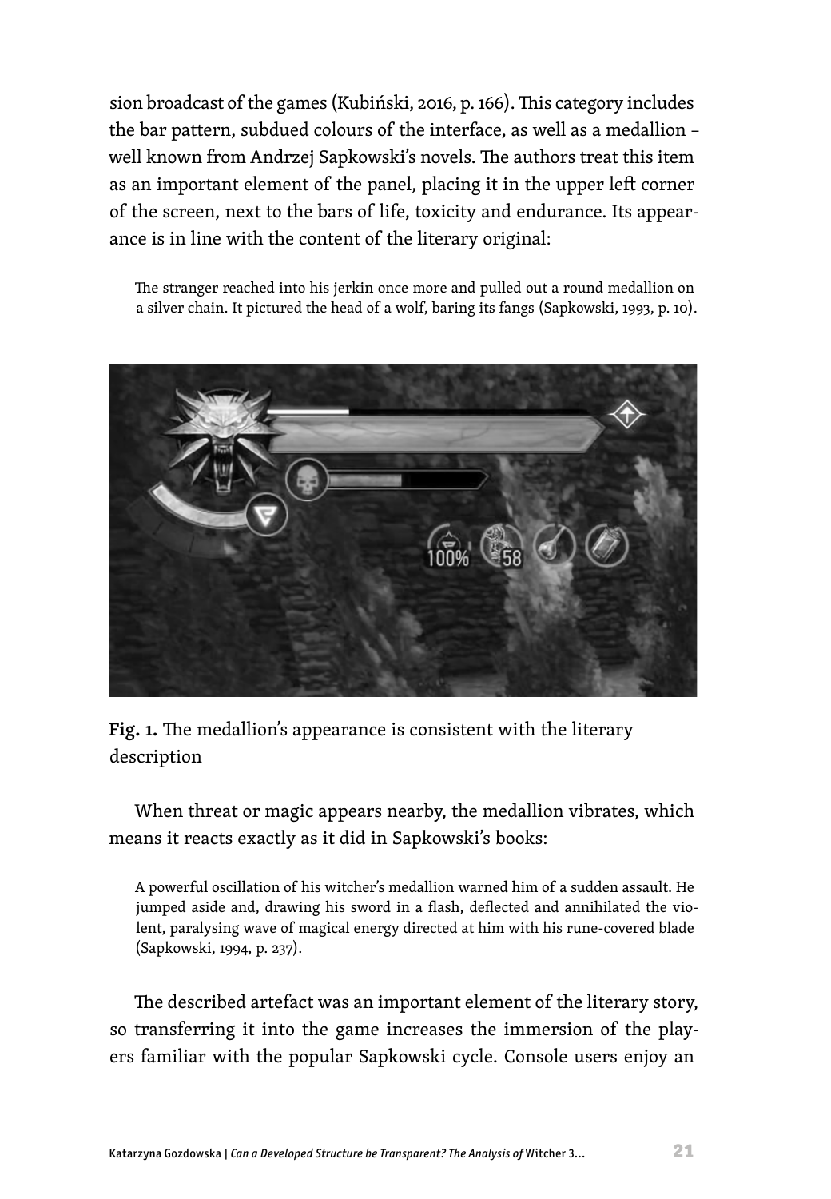sion broadcast of the games (Kubiński, 2016, p. 166). This category includes the bar pattern, subdued colours of the interface, as well as a medallion – well known from Andrzej Sapkowski's novels. The authors treat this item as an important element of the panel, placing it in the upper left corner of the screen, next to the bars of life, toxicity and endurance. Its appearance is in line with the content of the literary original:

> The stranger reached into his jerkin once more and pulled out a round medallion on a silver chain. It pictured the head of a wolf, baring its fangs (Sapkowski, 1993, p. 10).

**Fig. 1.** The medallion's appearance is consistent with the literary description

When threat or magic appears nearby, the medallion vibrates, which means it reacts exactly as it did in Sapkowski's books:

> A powerful oscillation of his witcher's medallion warned him of a sudden assault. He jumped aside and, drawing his sword in a flash, deflected and annihilated the violent, paralysing wave of magical energy directed at him with his rune-covered blade (Sapkowski, 1994, p. 237).

The described artefact was an important element of the literary story, so transferring it into the game increases the immersion of the players familiar with the popular Sapkowski cycle. Console users enjoy an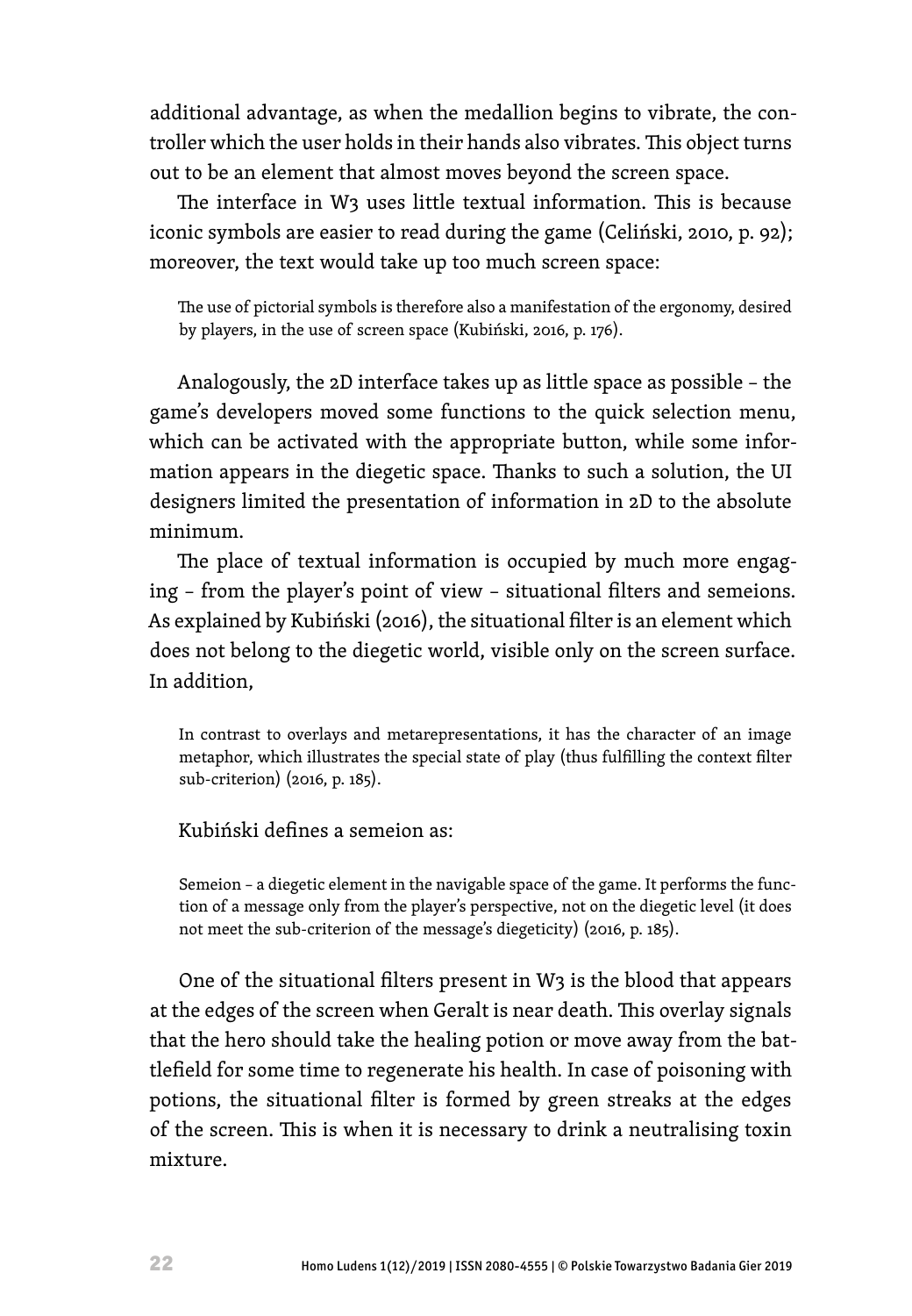additional advantage, as when the medallion begins to vibrate, the controller which the user holds in their hands also vibrates. This object turns out to be an element that almost moves beyond the screen space.

The interface in W3 uses little textual information. This is because iconic symbols are easier to read during the game (Celiński, 2010, p. 92); moreover, the text would take up too much screen space:

> The use of pictorial symbols is therefore also a manifestation of the ergonomy, desired by players, in the use of screen space (Kubiński, 2016, p. 176).

Analogously, the 2D interface takes up as little space as possible – the game's developers moved some functions to the quick selection menu, which can be activated with the appropriate button, while some information appears in the diegetic space. Thanks to such a solution, the UI designers limited the presentation of information in 2D to the absolute minimum.

The place of textual information is occupied by much more engaging – from the player's point of view – situational filters and semeions. As explained by Kubiński (2016), the situational filter is an element which does not belong to the diegetic world, visible only on the screen surface. In addition,

> In contrast to overlays and metarepresentations, it has the character of an image metaphor, which illustrates the special state of play (thus fulfilling the context filter sub-criterion) (2016, p. 185).

Kubiński defines a semeion as:

> Semeion – a diegetic element in the navigable space of the game. It performs the function of a message only from the player's perspective, not on the diegetic level (it does not meet the sub-criterion of the message's diegeticity) (2016, p. 185).

One of the situational filters present in W3 is the blood that appears at the edges of the screen when Geralt is near death. This overlay signals that the hero should take the healing potion or move away from the battlefield for some time to regenerate his health. In case of poisoning with potions, the situational filter is formed by green streaks at the edges of the screen. This is when it is necessary to drink a neutralising toxin mixture.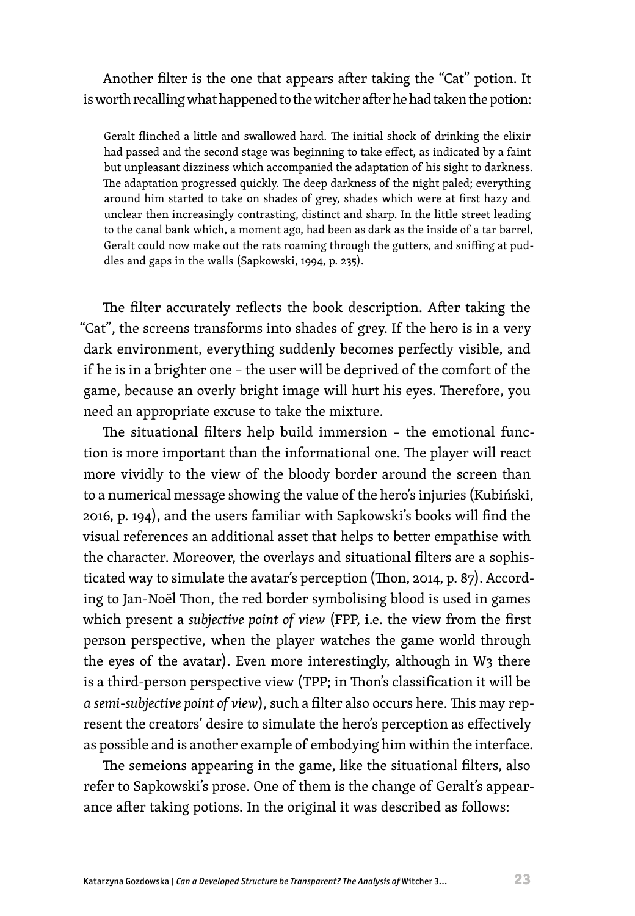Another filter is the one that appears after taking the "Cat" potion. It is worth recalling what happened to the witcher after he had taken the potion:

> Geralt flinched a little and swallowed hard. The initial shock of drinking the elixir had passed and the second stage was beginning to take effect, as indicated by a faint but unpleasant dizziness which accompanied the adaptation of his sight to darkness. The adaptation progressed quickly. The deep darkness of the night paled; everything around him started to take on shades of grey, shades which were at first hazy and unclear then increasingly contrasting, distinct and sharp. In the little street leading to the canal bank which, a moment ago, had been as dark as the inside of a tar barrel, Geralt could now make out the rats roaming through the gutters, and sniffing at puddles and gaps in the walls (Sapkowski, 1994, p. 235).

The filter accurately reflects the book description. After taking the "Cat", the screens transforms into shades of grey. If the hero is in a very dark environment, everything suddenly becomes perfectly visible, and if he is in a brighter one – the user will be deprived of the comfort of the game, because an overly bright image will hurt his eyes. Therefore, you need an appropriate excuse to take the mixture.

The situational filters help build immersion – the emotional function is more important than the informational one. The player will react more vividly to the view of the bloody border around the screen than to a numerical message showing the value of the hero's injuries (Kubiński, 2016, p. 194), and the users familiar with Sapkowski's books will find the visual references an additional asset that helps to better empathise with the character. Moreover, the overlays and situational filters are a sophisticated way to simulate the avatar's perception (Thon, 2014, p. 87). According to Jan-Noël Thon, the red border symbolising blood is used in games which present a *subjective point of view* (FPP, i.e. the view from the first person perspective, when the player watches the game world through the eyes of the avatar). Even more interestingly, although in W3 there is a third-person perspective view (TPP; in Thon's classification it will be *a semi-subjective point of view*), such a filter also occurs here. This may represent the creators' desire to simulate the hero's perception as effectively as possible and is another example of embodying him within the interface.

The semeions appearing in the game, like the situational filters, also refer to Sapkowski's prose. One of them is the change of Geralt's appearance after taking potions. In the original it was described as follows: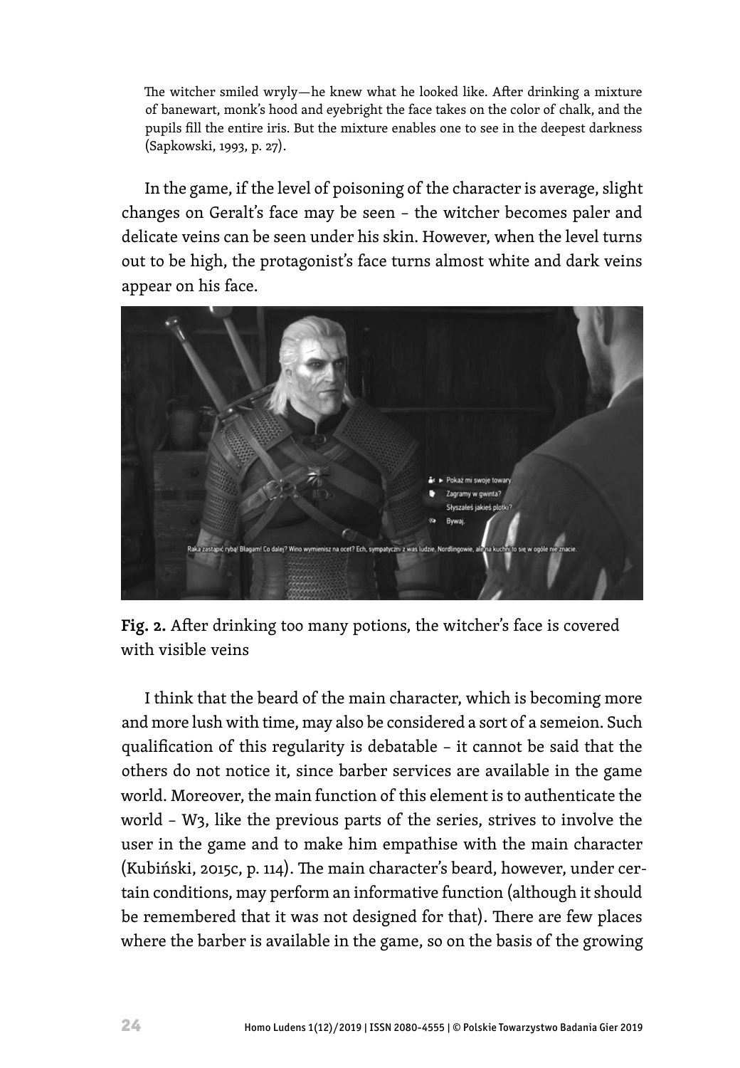The witcher smiled wryly—he knew what he looked like. After drinking a mixture of banewart, monk's hood and eyebright the face takes on the color of chalk, and the pupils fill the entire iris. But the mixture enables one to see in the deepest darkness (Sapkowski, 1993, p. 27).

In the game, if the level of poisoning of the character is average, slight changes on Geralt's face may be seen – the witcher becomes paler and delicate veins can be seen under his skin. However, when the level turns out to be high, the protagonist's face turns almost white and dark veins appear on his face.

**Fig. 2.** After drinking too many potions, the witcher's face is covered with visible veins

I think that the beard of the main character, which is becoming more and more lush with time, may also be considered a sort of a semeion. Such qualification of this regularity is debatable – it cannot be said that the others do not notice it, since barber services are available in the game world. Moreover, the main function of this element is to authenticate the world – W3, like the previous parts of the series, strives to involve the user in the game and to make him empathise with the main character (Kubiński, 2015c, p. 114). The main character's beard, however, under certain conditions, may perform an informative function (although it should be remembered that it was not designed for that). There are few places where the barber is available in the game, so on the basis of the growing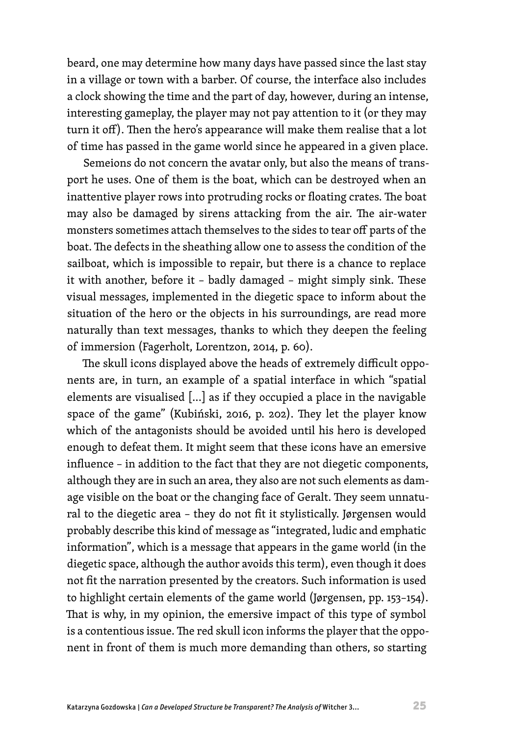beard, one may determine how many days have passed since the last stay in a village or town with a barber. Of course, the interface also includes a clock showing the time and the part of day, however, during an intense, interesting gameplay, the player may not pay attention to it (or they may turn it off). Then the hero's appearance will make them realise that a lot of time has passed in the game world since he appeared in a given place.

Semeions do not concern the avatar only, but also the means of transport he uses. One of them is the boat, which can be destroyed when an inattentive player rows into protruding rocks or floating crates. The boat may also be damaged by sirens attacking from the air. The air-water monsters sometimes attach themselves to the sides to tear off parts of the boat. The defects in the sheathing allow one to assess the condition of the sailboat, which is impossible to repair, but there is a chance to replace it with another, before it – badly damaged – might simply sink. These visual messages, implemented in the diegetic space to inform about the situation of the hero or the objects in his surroundings, are read more naturally than text messages, thanks to which they deepen the feeling of immersion (Fagerholt, Lorentzon, 2014, p. 60).

The skull icons displayed above the heads of extremely difficult opponents are, in turn, an example of a spatial interface in which "spatial elements are visualised [...] as if they occupied a place in the navigable space of the game" (Kubiński, 2016, p. 202). They let the player know which of the antagonists should be avoided until his hero is developed enough to defeat them. It might seem that these icons have an emersive influence – in addition to the fact that they are not diegetic components, although they are in such an area, they also are not such elements as damage visible on the boat or the changing face of Geralt. They seem unnatural to the diegetic area – they do not fit it stylistically. Jørgensen would probably describe this kind of message as "integrated, ludic and emphatic information", which is a message that appears in the game world (in the diegetic space, although the author avoids this term), even though it does not fit the narration presented by the creators. Such information is used to highlight certain elements of the game world (Jørgensen, pp. 153–154). That is why, in my opinion, the emersive impact of this type of symbol is a contentious issue. The red skull icon informs the player that the opponent in front of them is much more demanding than others, so starting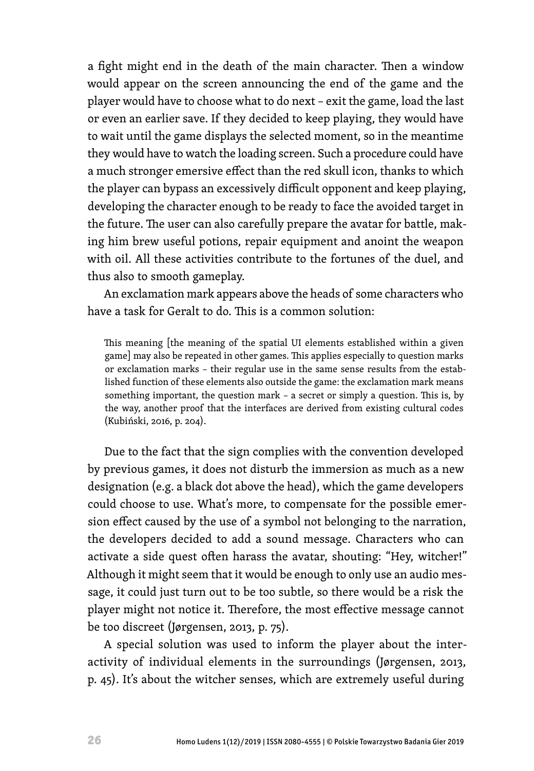a fight might end in the death of the main character. Then a window would appear on the screen announcing the end of the game and the player would have to choose what to do next – exit the game, load the last or even an earlier save. If they decided to keep playing, they would have to wait until the game displays the selected moment, so in the meantime they would have to watch the loading screen. Such a procedure could have a much stronger emersive effect than the red skull icon, thanks to which the player can bypass an excessively difficult opponent and keep playing, developing the character enough to be ready to face the avoided target in the future. The user can also carefully prepare the avatar for battle, making him brew useful potions, repair equipment and anoint the weapon with oil. All these activities contribute to the fortunes of the duel, and thus also to smooth gameplay.

An exclamation mark appears above the heads of some characters who have a task for Geralt to do. This is a common solution:

> This meaning [the meaning of the spatial UI elements established within a given game] may also be repeated in other games. This applies especially to question marks or exclamation marks – their regular use in the same sense results from the established function of these elements also outside the game: the exclamation mark means something important, the question mark – a secret or simply a question. This is, by the way, another proof that the interfaces are derived from existing cultural codes (Kubiński, 2016, p. 204).

Due to the fact that the sign complies with the convention developed by previous games, it does not disturb the immersion as much as a new designation (e.g. a black dot above the head), which the game developers could choose to use. What's more, to compensate for the possible emersion effect caused by the use of a symbol not belonging to the narration, the developers decided to add a sound message. Characters who can activate a side quest often harass the avatar, shouting: "Hey, witcher!" Although it might seem that it would be enough to only use an audio message, it could just turn out to be too subtle, so there would be a risk the player might not notice it. Therefore, the most effective message cannot be too discreet (Jørgensen, 2013, p. 75).

A special solution was used to inform the player about the interactivity of individual elements in the surroundings (Jørgensen, 2013, p. 45). It's about the witcher senses, which are extremely useful during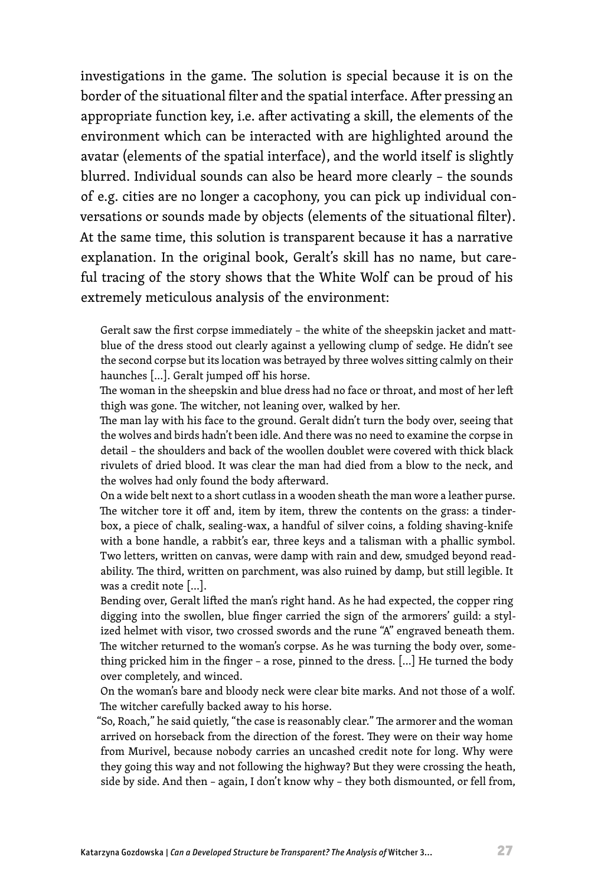investigations in the game. The solution is special because it is on the border of the situational filter and the spatial interface. After pressing an appropriate function key, i.e. after activating a skill, the elements of the environment which can be interacted with are highlighted around the avatar (elements of the spatial interface), and the world itself is slightly blurred. Individual sounds can also be heard more clearly – the sounds of e.g. cities are no longer a cacophony, you can pick up individual conversations or sounds made by objects (elements of the situational filter). At the same time, this solution is transparent because it has a narrative explanation. In the original book, Geralt's skill has no name, but careful tracing of the story shows that the White Wolf can be proud of his extremely meticulous analysis of the environment:

> Geralt saw the first corpse immediately – the white of the sheepskin jacket and matt-blue of the dress stood out clearly against a yellowing clump of sedge. He didn't see the second corpse but its location was betrayed by three wolves sitting calmly on their haunches [...]. Geralt jumped off his horse.
>
> The woman in the sheepskin and blue dress had no face or throat, and most of her left thigh was gone. The witcher, not leaning over, walked by her.
>
> The man lay with his face to the ground. Geralt didn't turn the body over, seeing that the wolves and birds hadn't been idle. And there was no need to examine the corpse in detail – the shoulders and back of the woollen doublet were covered with thick black rivulets of dried blood. It was clear the man had died from a blow to the neck, and the wolves had only found the body afterward.
>
> On a wide belt next to a short cutlass in a wooden sheath the man wore a leather purse. The witcher tore it off and, item by item, threw the contents on the grass: a tinderbox, a piece of chalk, sealing-wax, a handful of silver coins, a folding shaving-knife with a bone handle, a rabbit's ear, three keys and a talisman with a phallic symbol. Two letters, written on canvas, were damp with rain and dew, smudged beyond readability. The third, written on parchment, was also ruined by damp, but still legible. It was a credit note [...].
>
> Bending over, Geralt lifted the man's right hand. As he had expected, the copper ring digging into the swollen, blue finger carried the sign of the armorers' guild: a stylized helmet with visor, two crossed swords and the rune "A" engraved beneath them.
>
> The witcher returned to the woman's corpse. As he was turning the body over, something pricked him in the finger – a rose, pinned to the dress. [...] He turned the body over completely, and winced.
>
> On the woman's bare and bloody neck were clear bite marks. And not those of a wolf.
>
> The witcher carefully backed away to his horse.
>
> "So, Roach," he said quietly, "the case is reasonably clear." The armorer and the woman arrived on horseback from the direction of the forest. They were on their way home from Murivel, because nobody carries an uncashed credit note for long. Why were they going this way and not following the highway? But they were crossing the heath, side by side. And then – again, I don't know why – they both dismounted, or fell from,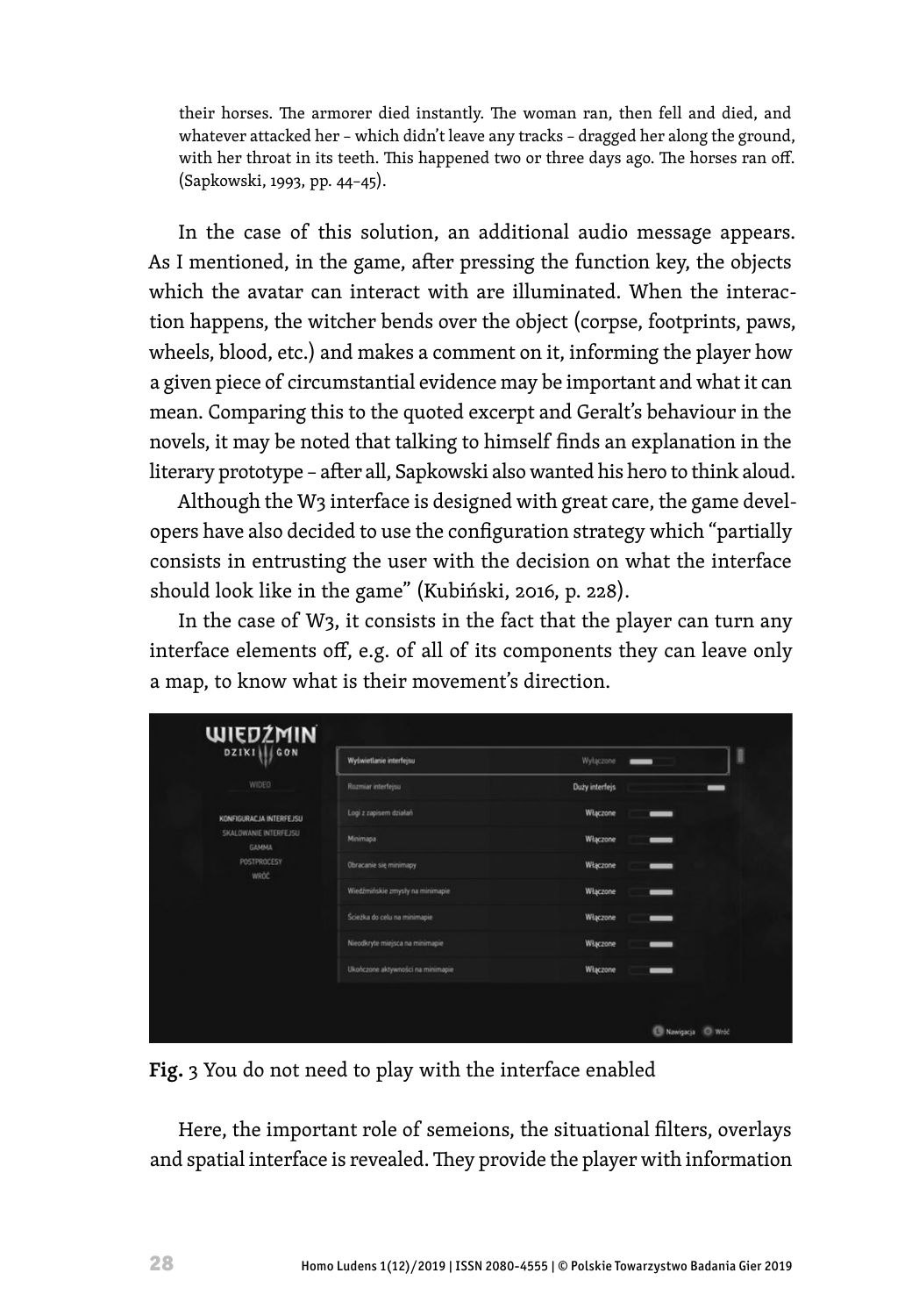their horses. The armorer died instantly. The woman ran, then fell and died, and whatever attacked her – which didn't leave any tracks – dragged her along the ground, with her throat in its teeth. This happened two or three days ago. The horses ran off. (Sapkowski, 1993, pp. 44–45).

In the case of this solution, an additional audio message appears. As I mentioned, in the game, after pressing the function key, the objects which the avatar can interact with are illuminated. When the interaction happens, the witcher bends over the object (corpse, footprints, paws, wheels, blood, etc.) and makes a comment on it, informing the player how a given piece of circumstantial evidence may be important and what it can mean. Comparing this to the quoted excerpt and Geralt's behaviour in the novels, it may be noted that talking to himself finds an explanation in the literary prototype – after all, Sapkowski also wanted his hero to think aloud.

Although the W3 interface is designed with great care, the game developers have also decided to use the configuration strategy which "partially consists in entrusting the user with the decision on what the interface should look like in the game" (Kubiński, 2016, p. 228).

In the case of W3, it consists in the fact that the player can turn any interface elements off, e.g. of all of its components they can leave only a map, to know what is their movement's direction.

**Fig.** 3 You do not need to play with the interface enabled

Here, the important role of semeions, the situational filters, overlays and spatial interface is revealed. They provide the player with information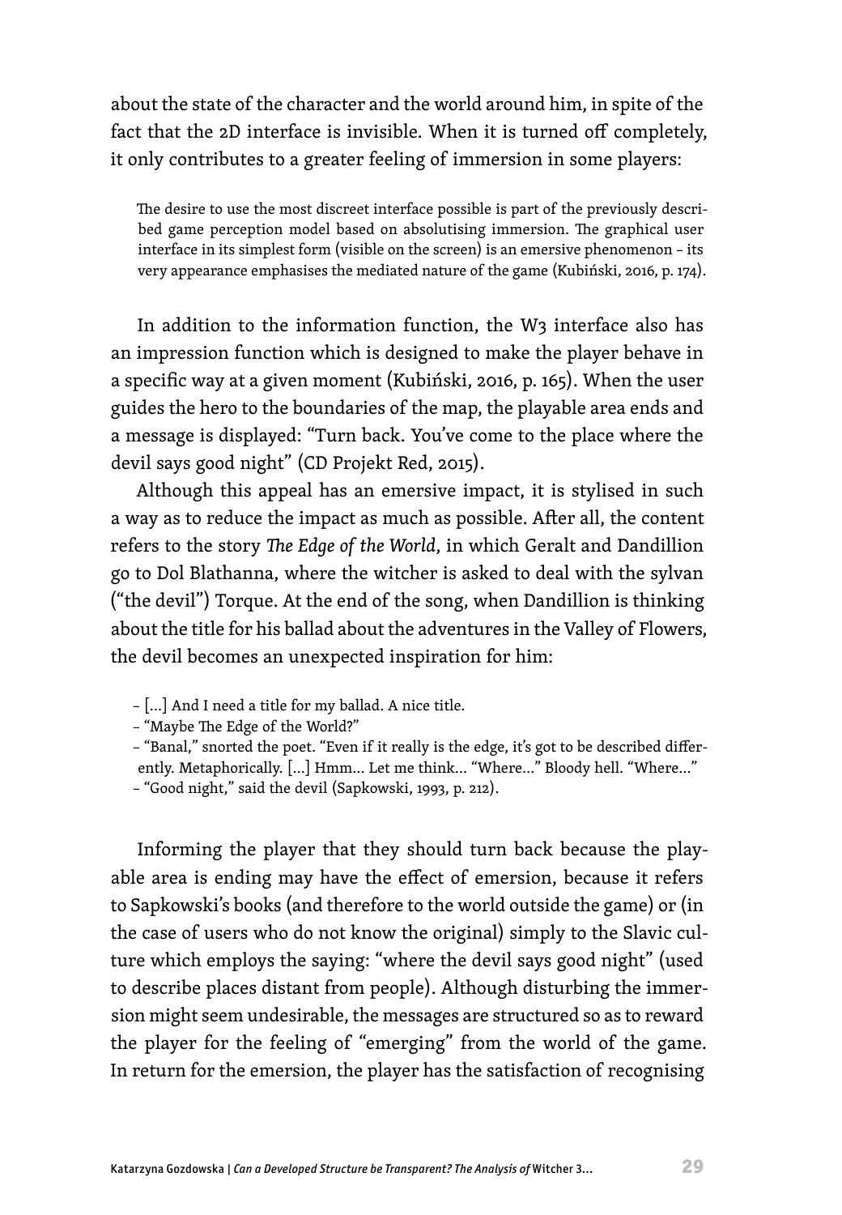about the state of the character and the world around him, in spite of the fact that the 2D interface is invisible. When it is turned off completely, it only contributes to a greater feeling of immersion in some players:

> The desire to use the most discreet interface possible is part of the previously described game perception model based on absolutising immersion. The graphical user interface in its simplest form (visible on the screen) is an emersive phenomenon – its very appearance emphasises the mediated nature of the game (Kubiński, 2016, p. 174).

In addition to the information function, the W3 interface also has an impression function which is designed to make the player behave in a specific way at a given moment (Kubiński, 2016, p. 165). When the user guides the hero to the boundaries of the map, the playable area ends and a message is displayed: "Turn back. You've come to the place where the devil says good night" (CD Projekt Red, 2015).

Although this appeal has an emersive impact, it is stylised in such a way as to reduce the impact as much as possible. After all, the content refers to the story *The Edge of the World*, in which Geralt and Dandillion go to Dol Blathanna, where the witcher is asked to deal with the sylvan ("the devil") Torque. At the end of the song, when Dandillion is thinking about the title for his ballad about the adventures in the Valley of Flowers, the devil becomes an unexpected inspiration for him:

> – [...] And I need a title for my ballad. A nice title.
> – "Maybe The Edge of the World?"
> – "Banal," snorted the poet. "Even if it really is the edge, it's got to be described differently. Metaphorically. [...] Hmm... Let me think... "Where..." Bloody hell. "Where..."
> – "Good night," said the devil (Sapkowski, 1993, p. 212).

Informing the player that they should turn back because the playable area is ending may have the effect of emersion, because it refers to Sapkowski's books (and therefore to the world outside the game) or (in the case of users who do not know the original) simply to the Slavic culture which employs the saying: "where the devil says good night" (used to describe places distant from people). Although disturbing the immersion might seem undesirable, the messages are structured so as to reward the player for the feeling of "emerging" from the world of the game. In return for the emersion, the player has the satisfaction of recognising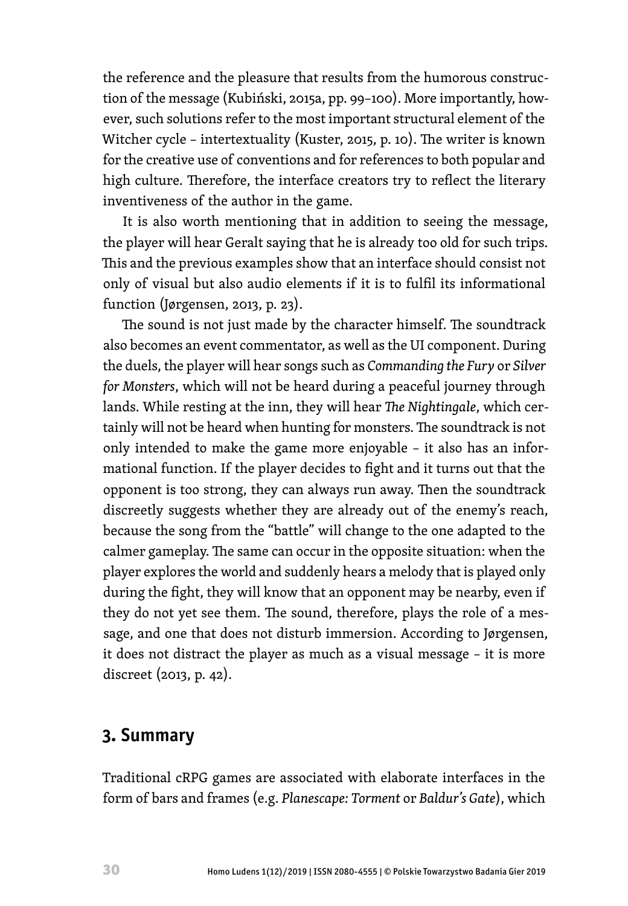the reference and the pleasure that results from the humorous construction of the message (Kubiński, 2015a, pp. 99–100). More importantly, however, such solutions refer to the most important structural element of the Witcher cycle – intertextuality (Kuster, 2015, p. 10). The writer is known for the creative use of conventions and for references to both popular and high culture. Therefore, the interface creators try to reflect the literary inventiveness of the author in the game.

It is also worth mentioning that in addition to seeing the message, the player will hear Geralt saying that he is already too old for such trips. This and the previous examples show that an interface should consist not only of visual but also audio elements if it is to fulfil its informational function (Jørgensen, 2013, p. 23).

The sound is not just made by the character himself. The soundtrack also becomes an event commentator, as well as the UI component. During the duels, the player will hear songs such as *Commanding the Fury* or *Silver for Monsters*, which will not be heard during a peaceful journey through lands. While resting at the inn, they will hear *The Nightingale*, which certainly will not be heard when hunting for monsters. The soundtrack is not only intended to make the game more enjoyable – it also has an informational function. If the player decides to fight and it turns out that the opponent is too strong, they can always run away. Then the soundtrack discreetly suggests whether they are already out of the enemy's reach, because the song from the "battle" will change to the one adapted to the calmer gameplay. The same can occur in the opposite situation: when the player explores the world and suddenly hears a melody that is played only during the fight, they will know that an opponent may be nearby, even if they do not yet see them. The sound, therefore, plays the role of a message, and one that does not disturb immersion. According to Jørgensen, it does not distract the player as much as a visual message – it is more discreet (2013, p. 42).

## 3. Summary

Traditional cRPG games are associated with elaborate interfaces in the form of bars and frames (e.g. *Planescape: Torment* or *Baldur's Gate*), which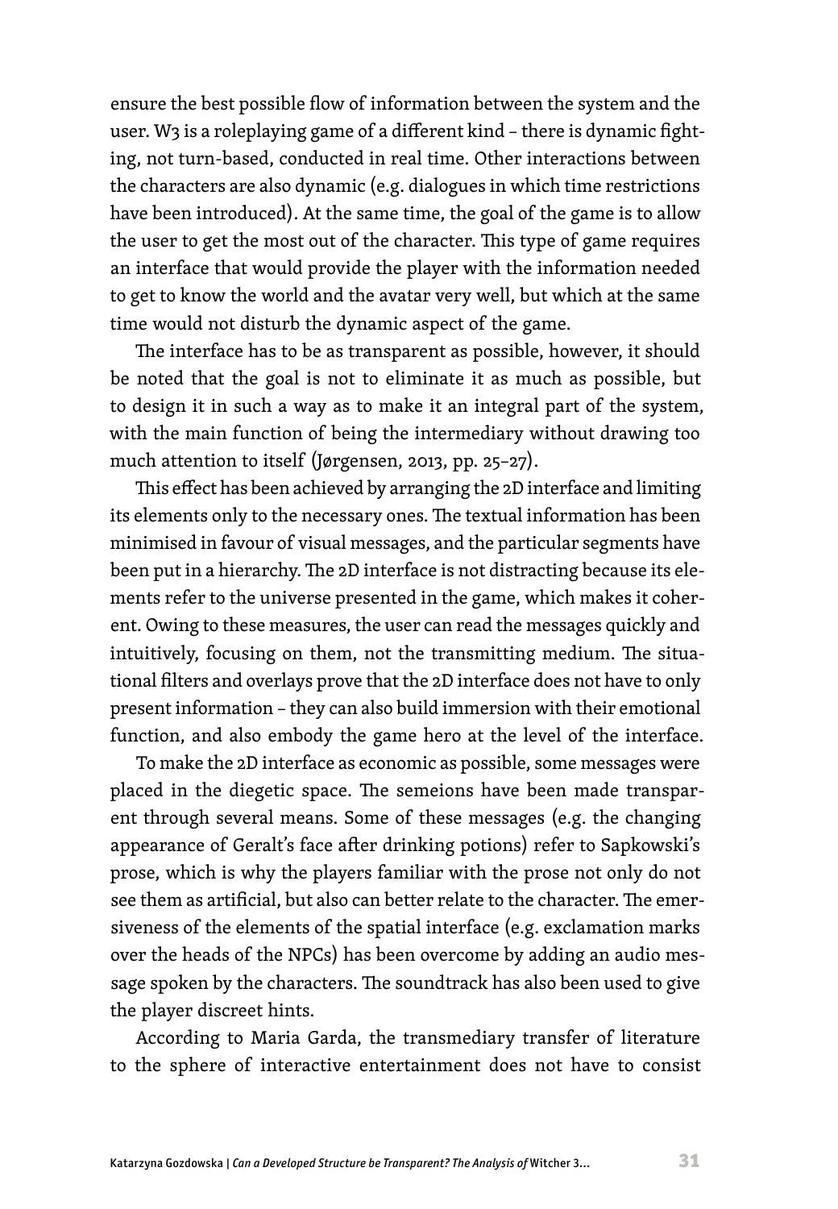ensure the best possible flow of information between the system and the user. W3 is a roleplaying game of a different kind – there is dynamic fighting, not turn-based, conducted in real time. Other interactions between the characters are also dynamic (e.g. dialogues in which time restrictions have been introduced). At the same time, the goal of the game is to allow the user to get the most out of the character. This type of game requires an interface that would provide the player with the information needed to get to know the world and the avatar very well, but which at the same time would not disturb the dynamic aspect of the game.

The interface has to be as transparent as possible, however, it should be noted that the goal is not to eliminate it as much as possible, but to design it in such a way as to make it an integral part of the system, with the main function of being the intermediary without drawing too much attention to itself (Jørgensen, 2013, pp. 25–27).

This effect has been achieved by arranging the 2D interface and limiting its elements only to the necessary ones. The textual information has been minimised in favour of visual messages, and the particular segments have been put in a hierarchy. The 2D interface is not distracting because its elements refer to the universe presented in the game, which makes it coherent. Owing to these measures, the user can read the messages quickly and intuitively, focusing on them, not the transmitting medium. The situational filters and overlays prove that the 2D interface does not have to only present information – they can also build immersion with their emotional function, and also embody the game hero at the level of the interface.

To make the 2D interface as economic as possible, some messages were placed in the diegetic space. The semeions have been made transparent through several means. Some of these messages (e.g. the changing appearance of Geralt's face after drinking potions) refer to Sapkowski's prose, which is why the players familiar with the prose not only do not see them as artificial, but also can better relate to the character. The emersiveness of the elements of the spatial interface (e.g. exclamation marks over the heads of the NPCs) has been overcome by adding an audio message spoken by the characters. The soundtrack has also been used to give the player discreet hints.

According to Maria Garda, the transmediary transfer of literature to the sphere of interactive entertainment does not have to consist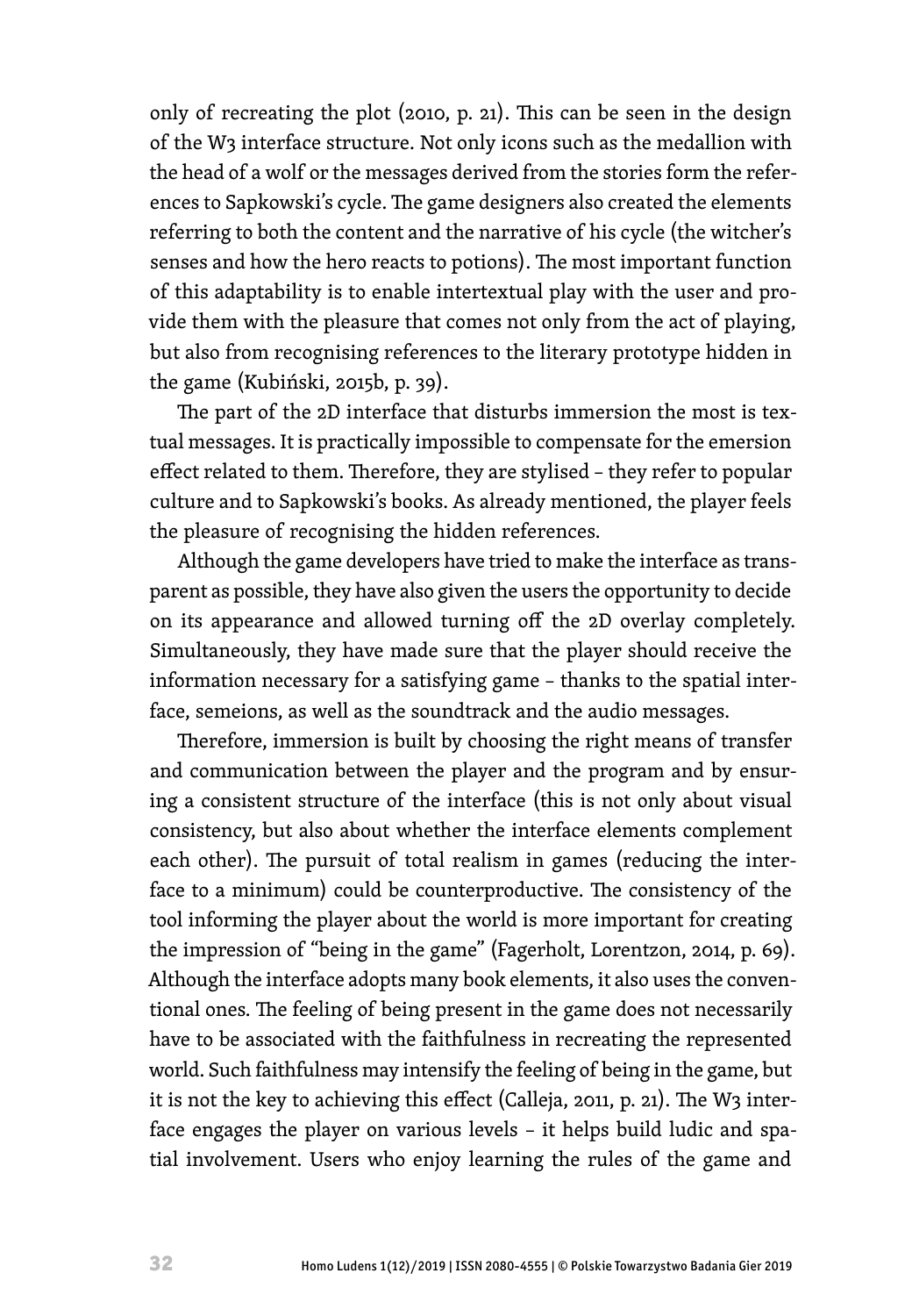only of recreating the plot (2010, p. 21). This can be seen in the design of the W3 interface structure. Not only icons such as the medallion with the head of a wolf or the messages derived from the stories form the references to Sapkowski's cycle. The game designers also created the elements referring to both the content and the narrative of his cycle (the witcher's senses and how the hero reacts to potions). The most important function of this adaptability is to enable intertextual play with the user and provide them with the pleasure that comes not only from the act of playing, but also from recognising references to the literary prototype hidden in the game (Kubiński, 2015b, p. 39).

The part of the 2D interface that disturbs immersion the most is textual messages. It is practically impossible to compensate for the emersion effect related to them. Therefore, they are stylised – they refer to popular culture and to Sapkowski's books. As already mentioned, the player feels the pleasure of recognising the hidden references.

Although the game developers have tried to make the interface as transparent as possible, they have also given the users the opportunity to decide on its appearance and allowed turning off the 2D overlay completely. Simultaneously, they have made sure that the player should receive the information necessary for a satisfying game – thanks to the spatial interface, semeions, as well as the soundtrack and the audio messages.

Therefore, immersion is built by choosing the right means of transfer and communication between the player and the program and by ensuring a consistent structure of the interface (this is not only about visual consistency, but also about whether the interface elements complement each other). The pursuit of total realism in games (reducing the interface to a minimum) could be counterproductive. The consistency of the tool informing the player about the world is more important for creating the impression of "being in the game" (Fagerholt, Lorentzon, 2014, p. 69). Although the interface adopts many book elements, it also uses the conventional ones. The feeling of being present in the game does not necessarily have to be associated with the faithfulness in recreating the represented world. Such faithfulness may intensify the feeling of being in the game, but it is not the key to achieving this effect (Calleja, 2011, p. 21). The W3 interface engages the player on various levels – it helps build ludic and spatial involvement. Users who enjoy learning the rules of the game and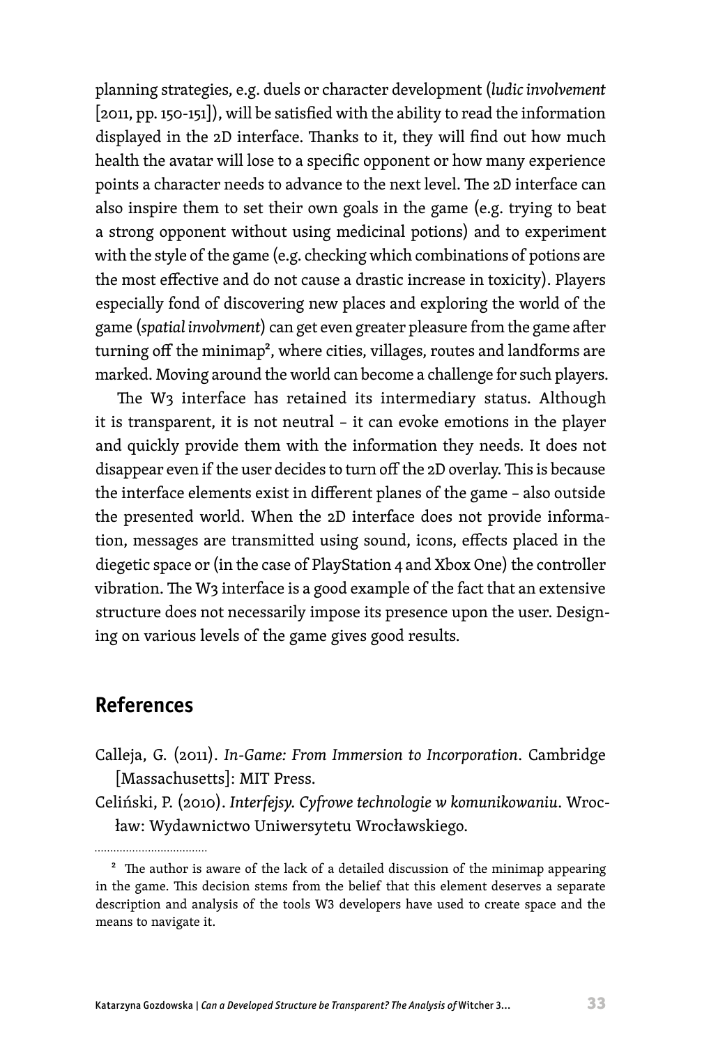planning strategies, e.g. duels or character development (*ludic involvement* [2011, pp. 150-151]), will be satisfied with the ability to read the information displayed in the 2D interface. Thanks to it, they will find out how much health the avatar will lose to a specific opponent or how many experience points a character needs to advance to the next level. The 2D interface can also inspire them to set their own goals in the game (e.g. trying to beat a strong opponent without using medicinal potions) and to experiment with the style of the game (e.g. checking which combinations of potions are the most effective and do not cause a drastic increase in toxicity). Players especially fond of discovering new places and exploring the world of the game (*spatial involvment*) can get even greater pleasure from the game after turning off the minimap[2], where cities, villages, routes and landforms are marked. Moving around the world can become a challenge for such players.

The W3 interface has retained its intermediary status. Although it is transparent, it is not neutral – it can evoke emotions in the player and quickly provide them with the information they needs. It does not disappear even if the user decides to turn off the 2D overlay. This is because the interface elements exist in different planes of the game – also outside the presented world. When the 2D interface does not provide information, messages are transmitted using sound, icons, effects placed in the diegetic space or (in the case of PlayStation 4 and Xbox One) the controller vibration. The W3 interface is a good example of the fact that an extensive structure does not necessarily impose its presence upon the user. Designing on various levels of the game gives good results.

## References

Calleja, G. (2011). *In-Game: From Immersion to Incorporation*. Cambridge [Massachusetts]: MIT Press.

Celiński, P. (2010). *Interfejsy. Cyfrowe technologie w komunikowaniu*. Wrocław: Wydawnictwo Uniwersytetu Wrocławskiego.

---

[2] The author is aware of the lack of a detailed discussion of the minimap appearing in the game. This decision stems from the belief that this element deserves a separate description and analysis of the tools W3 developers have used to create space and the means to navigate it.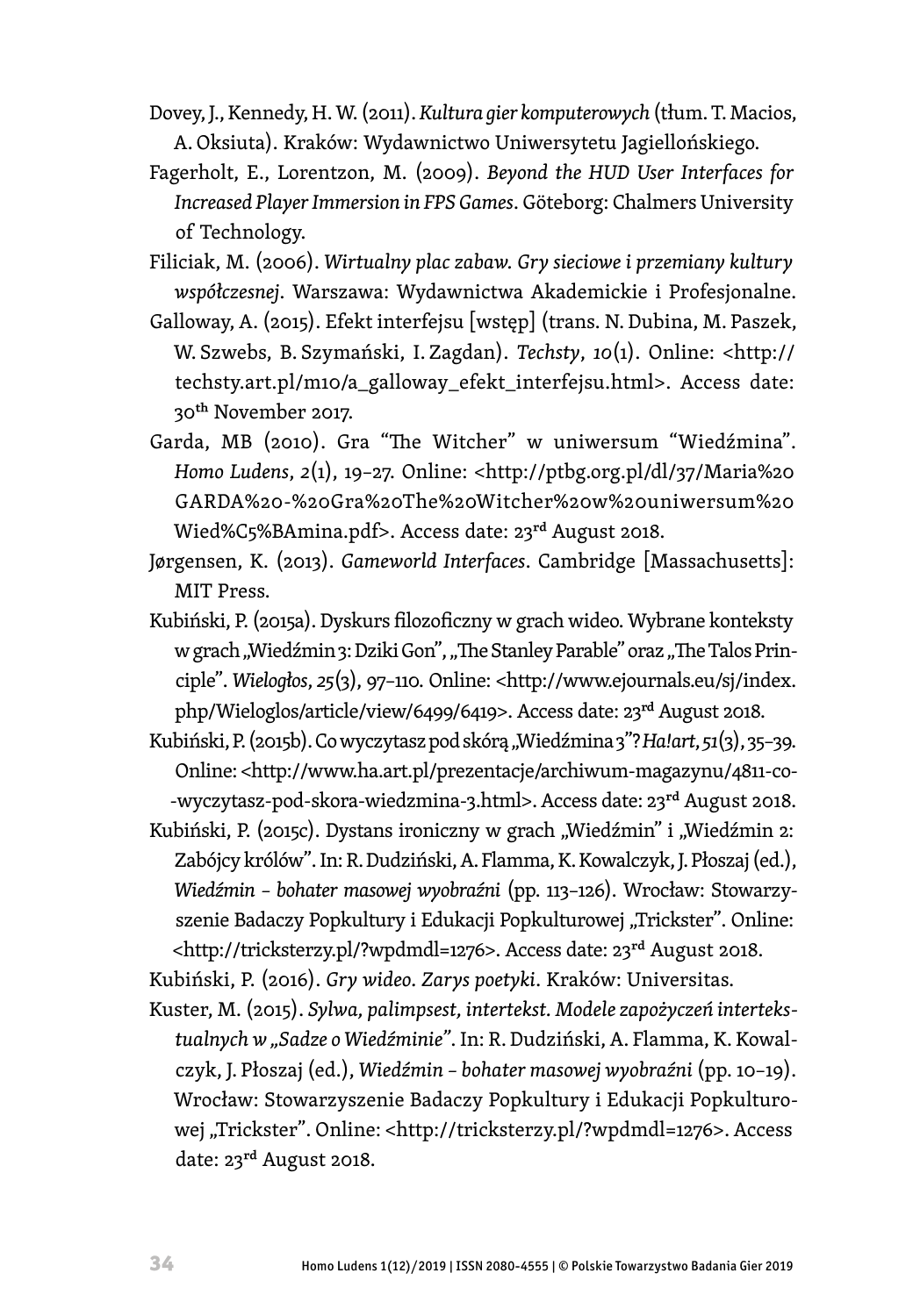Dovey, J., Kennedy, H. W. (2011). *Kultura gier komputerowych* (tłum. T. Macios, A. Oksiuta). Kraków: Wydawnictwo Uniwersytetu Jagiellońskiego.

Fagerholt, E., Lorentzon, M. (2009). *Beyond the HUD User Interfaces for Increased Player Immersion in FPS Games*. Göteborg: Chalmers University of Technology.

Filiciak, M. (2006). *Wirtualny plac zabaw. Gry sieciowe i przemiany kultury współczesnej*. Warszawa: Wydawnictwa Akademickie i Profesjonalne.

Galloway, A. (2015). Efekt interfejsu [wstęp] (trans. N. Dubina, M. Paszek, W. Szwebs, B. Szymański, I. Zagdan). *Techsty*, *10*(1). Online: <http://techsty.art.pl/m10/a_galloway_efekt_interfejsu.html>. Access date: 30th November 2017.

Garda, MB (2010). Gra "The Witcher" w uniwersum "Wiedźmina". *Homo Ludens*, *2*(1), 19–27. Online: <http://ptbg.org.pl/dl/37/Maria%20GARDA%20-%20Gra%20The%20Witcher%20w%20uniwersum%20Wied%C5%BAmina.pdf>. Access date: 23rd August 2018.

Jørgensen, K. (2013). *Gameworld Interfaces*. Cambridge [Massachusetts]: MIT Press.

Kubiński, P. (2015a). Dyskurs filozoficzny w grach wideo. Wybrane konteksty w grach „Wiedźmin 3: Dziki Gon", „The Stanley Parable" oraz „The Talos Principle". *Wielogłos*, *25*(3), 97–110. Online: <http://www.ejournals.eu/sj/index.php/Wieloglos/article/view/6499/6419>. Access date: 23rd August 2018.

Kubiński, P. (2015b). Co wyczytasz pod skórą „Wiedźmina 3"? *Ha!art*, *51*(3), 35–39. Online: <http://www.ha.art.pl/prezentacje/archiwum-magazynu/4811-co--wyczytasz-pod-skora-wiedzmina-3.html>. Access date: 23rd August 2018.

Kubiński, P. (2015c). Dystans ironiczny w grach „Wiedźmin" i „Wiedźmin 2: Zabójcy królów". In: R. Dudziński, A. Flamma, K. Kowalczyk, J. Płoszaj (ed.), *Wiedźmin – bohater masowej wyobraźni* (pp. 113–126). Wrocław: Stowarzyszenie Badaczy Popkultury i Edukacji Popkulturowej „Trickster". Online: <http://tricksterzy.pl/?wpdmdl=1276>. Access date: 23rd August 2018.

Kubiński, P. (2016). *Gry wideo. Zarys poetyki*. Kraków: Universitas.

Kuster, M. (2015). *Sylwa, palimpsest, intertekst. Modele zapożyczeń intertekstualnych w „Sadze o Wiedźminie"*. In: R. Dudziński, A. Flamma, K. Kowalczyk, J. Płoszaj (ed.), *Wiedźmin – bohater masowej wyobraźni* (pp. 10–19). Wrocław: Stowarzyszenie Badaczy Popkultury i Edukacji Popkulturowej „Trickster". Online: <http://tricksterzy.pl/?wpdmdl=1276>. Access date: 23rd August 2018.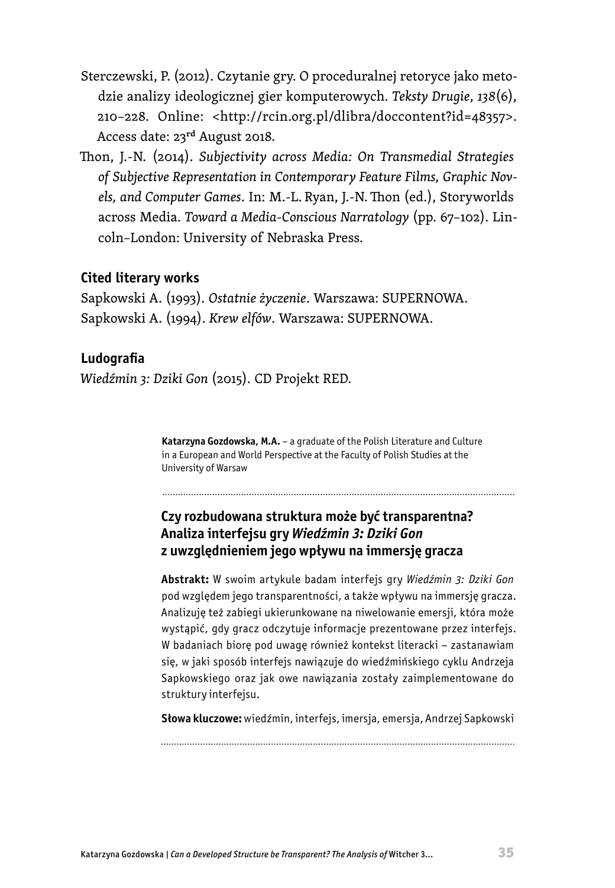Sterczewski, P. (2012). Czytanie gry. O proceduralnej retoryce jako metodzie analizy ideologicznej gier komputerowych. *Teksty Drugie*, *138*(6), 210–228. Online: <http://rcin.org.pl/dlibra/doccontent?id=48357>. Access date: 23rd August 2018.

Thon, J.-N. (2014). *Subjectivity across Media: On Transmedial Strategies of Subjective Representation in Contemporary Feature Films, Graphic Novels, and Computer Games*. In: M.-L. Ryan, J.-N. Thon (ed.), Storyworlds across Media. *Toward a Media-Conscious Narratology* (pp. 67–102). Lincoln–London: University of Nebraska Press.

### Cited literary works

Sapkowski A. (1993). *Ostatnie życzenie*. Warszawa: SUPERNOWA.

Sapkowski A. (1994). *Krew elfów*. Warszawa: SUPERNOWA.

### Ludografia

*Wiedźmin 3: Dziki Gon* (2015). CD Projekt RED.

**Katarzyna Gozdowska, M.A.** – a graduate of the Polish Literature and Culture in a European and World Perspective at the Faculty of Polish Studies at the University of Warsaw

### Czy rozbudowana struktura może być transparentna? Analiza interfejsu gry *Wiedźmin 3: Dziki Gon* z uwzględnieniem jego wpływu na immersję gracza

**Abstrakt:** W swoim artykule badam interfejs gry *Wiedźmin 3: Dziki Gon* pod względem jego transparentności, a także wpływu na immersję gracza. Analizuję też zabiegi ukierunkowane na niwelowanie emersji, która może wystąpić, gdy gracz odczytuje informacje prezentowane przez interfejs. W badaniach biorę pod uwagę również kontekst literacki – zastanawiam się, w jaki sposób interfejs nawiązuje do wiedźmińskiego cyklu Andrzeja Sapkowskiego oraz jak owe nawiązania zostały zaimplementowane do struktury interfejsu.

**Słowa kluczowe:** wiedźmin, interfejs, imersja, emersja, Andrzej Sapkowski